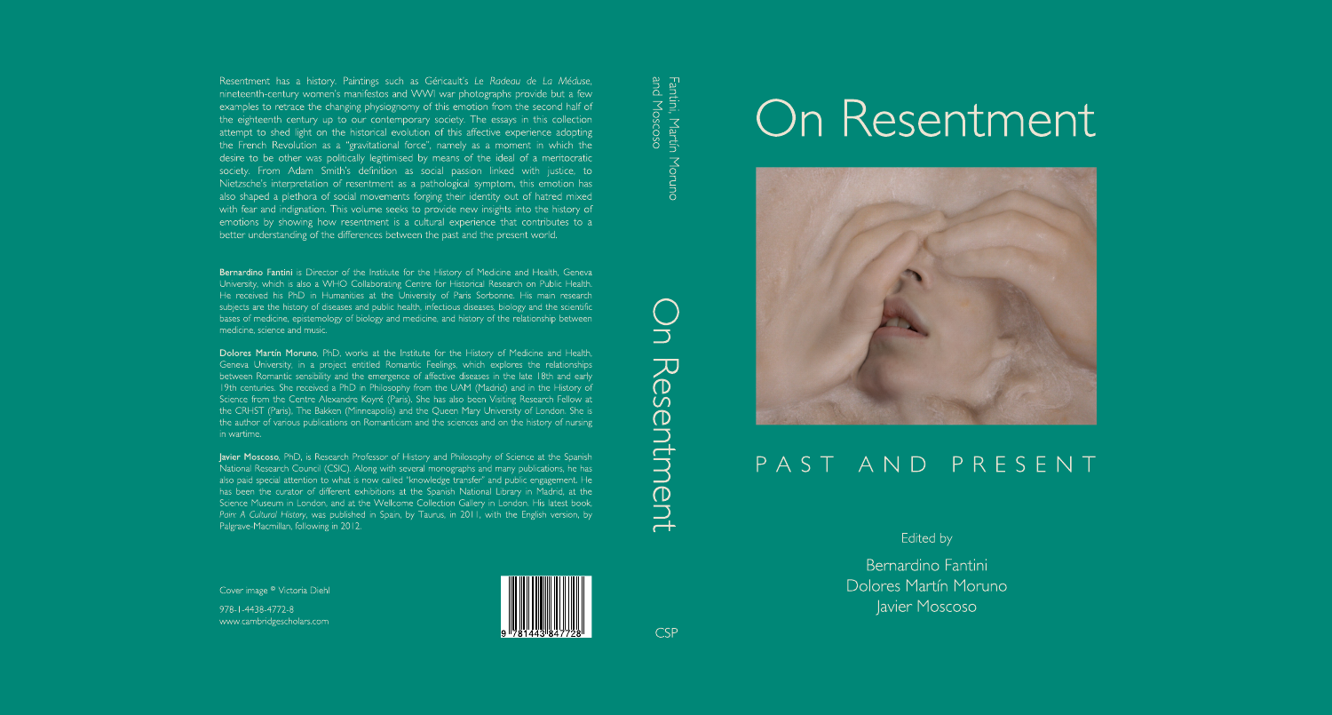# On Resentment

## PAST AND PRESENT

Edited by

Bernardino Fantini
Dolores Martín Moruno
Javier Moscoso

---

Resentment has a history. Paintings such as Géricault's *Le Radeau de La Méduse*, nineteenth-century women's manifestos and WWI war photographs provide but a few examples to retrace the changing physiognomy of this emotion from the second half of the eighteenth century up to our contemporary society. The essays in this collection attempt to shed light on the historical evolution of this affective experience adopting the French Revolution as a "gravitational force", namely as a moment in which the desire to be other was politically legitimised by means of the ideal of a meritocratic society. From Adam Smith's definition as social passion linked with justice, to Nietzsche's interpretation of resentment as a pathological symptom, this emotion has also shaped a plethora of social movements forging their identity out of hatred mixed with fear and indignation. This volume seeks to provide new insights into the history of emotions by showing how resentment is a cultural experience that contributes to a better understanding of the differences between the past and the present world.

**Bernardino Fantini** is Director of the Institute for the History of Medicine and Health, Geneva University, which is also a WHO Collaborating Centre for Historical Research on Public Health. He received his PhD in Humanities at the University of Paris Sorbonne. His main research subjects are the history of diseases and public health, infectious diseases, biology and the scientific bases of medicine, epistemology of biology and medicine, and history of the relationship between medicine, science and music.

**Dolores Martín Moruno**, PhD, works at the Institute for the History of Medicine and Health, Geneva University, in a project entitled Romantic Feelings, which explores the relationships between Romantic sensibility and the emergence of affective diseases in the late 18th and early 19th centuries. She received a PhD in Philosophy from the UAM (Madrid) and in the History of Science from the Centre Alexandre Koyré (Paris). She has also been Visiting Research Fellow at the CRHST (Paris), The Bakken (Minneapolis) and the Queen Mary University of London. She is the author of various publications on Romanticism and the sciences and on the history of nursing in wartime.

**Javier Moscoso**, PhD, is Research Professor of History and Philosophy of Science at the Spanish National Research Council (CSIC). Along with several monographs and many publications, he has also paid special attention to what is now called "knowledge transfer" and public engagement. He has been the curator of different exhibitions at the Spanish National Library in Madrid, at the Science Museum in London, and at the Wellcome Collection Gallery in London. His latest book, *Pain: A Cultural History*, was published in Spain, by Taurus, in 2011, with the English version, by Palgrave-Macmillan, following in 2012.

Cover image © Victoria Diehl

978-1-4438-4772-8
www.cambridgescholars.com

Fantini, Martín Moruno and Moscoso

On Resentment

CSP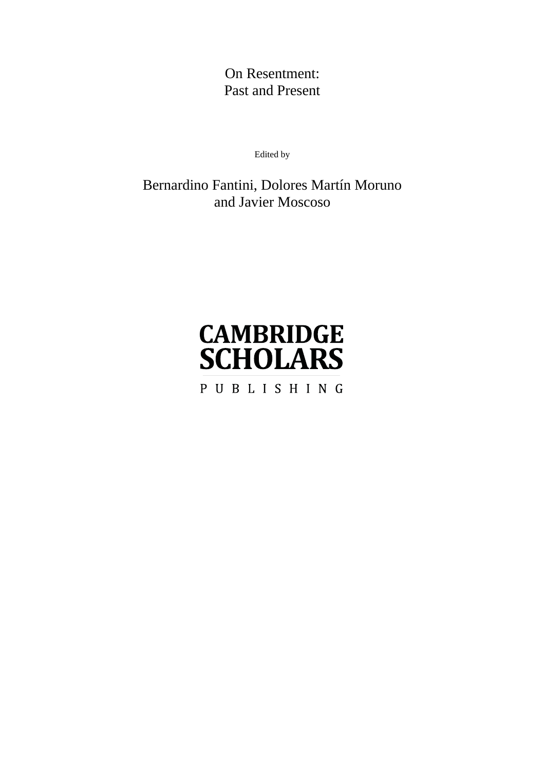# On Resentment:
# Past and Present

Edited by

Bernardino Fantini, Dolores Martín Moruno and Javier Moscoso

CAMBRIDGE SCHOLARS

PUBLISHING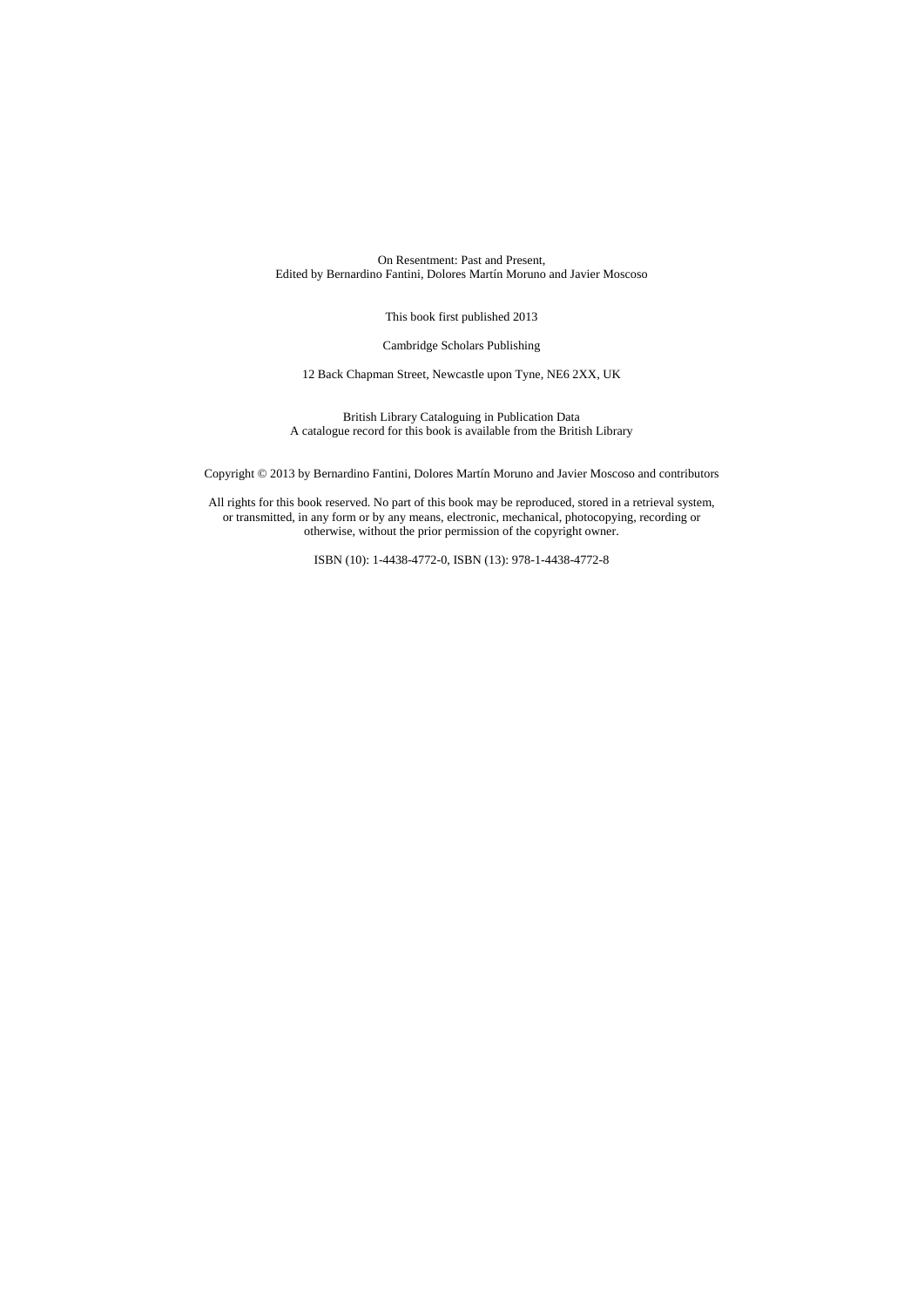On Resentment: Past and Present,
Edited by Bernardino Fantini, Dolores Martín Moruno and Javier Moscoso

This book first published 2013

Cambridge Scholars Publishing

12 Back Chapman Street, Newcastle upon Tyne, NE6 2XX, UK

British Library Cataloguing in Publication Data
A catalogue record for this book is available from the British Library

Copyright © 2013 by Bernardino Fantini, Dolores Martín Moruno and Javier Moscoso and contributors

All rights for this book reserved. No part of this book may be reproduced, stored in a retrieval system, or transmitted, in any form or by any means, electronic, mechanical, photocopying, recording or otherwise, without the prior permission of the copyright owner.

ISBN (10): 1-4438-4772-0, ISBN (13): 978-1-4438-4772-8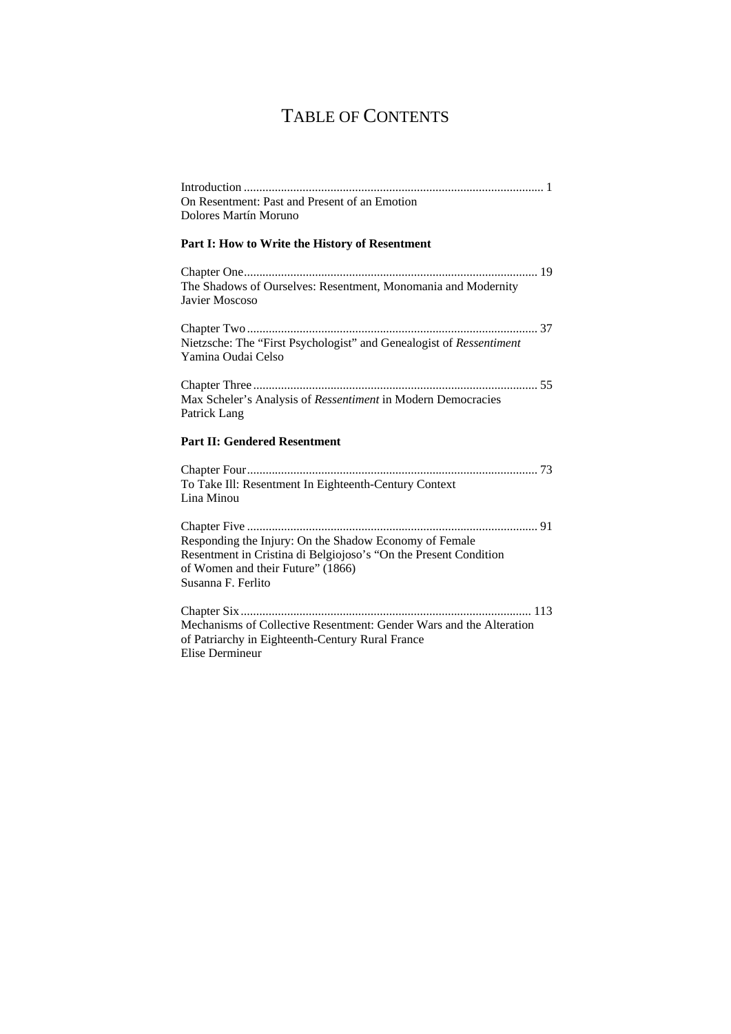# TABLE OF CONTENTS

Introduction ................................................................................................ 1
On Resentment: Past and Present of an Emotion
Dolores Martín Moruno

**Part I: How to Write the History of Resentment**

Chapter One.............................................................................................. 19
The Shadows of Ourselves: Resentment, Monomania and Modernity
Javier Moscoso

Chapter Two............................................................................................. 37
Nietzsche: The "First Psychologist" and Genealogist of *Ressentiment*
Yamina Oudai Celso

Chapter Three........................................................................................... 55
Max Scheler's Analysis of *Ressentiment* in Modern Democracies
Patrick Lang

**Part II: Gendered Resentment**

Chapter Four............................................................................................. 73
To Take Ill: Resentment In Eighteenth-Century Context
Lina Minou

Chapter Five ............................................................................................. 91
Responding the Injury: On the Shadow Economy of Female
Resentment in Cristina di Belgiojoso's "On the Present Condition
of Women and their Future" (1866)
Susanna F. Ferlito

Chapter Six............................................................................................. 113
Mechanisms of Collective Resentment: Gender Wars and the Alteration
of Patriarchy in Eighteenth-Century Rural France
Elise Dermineur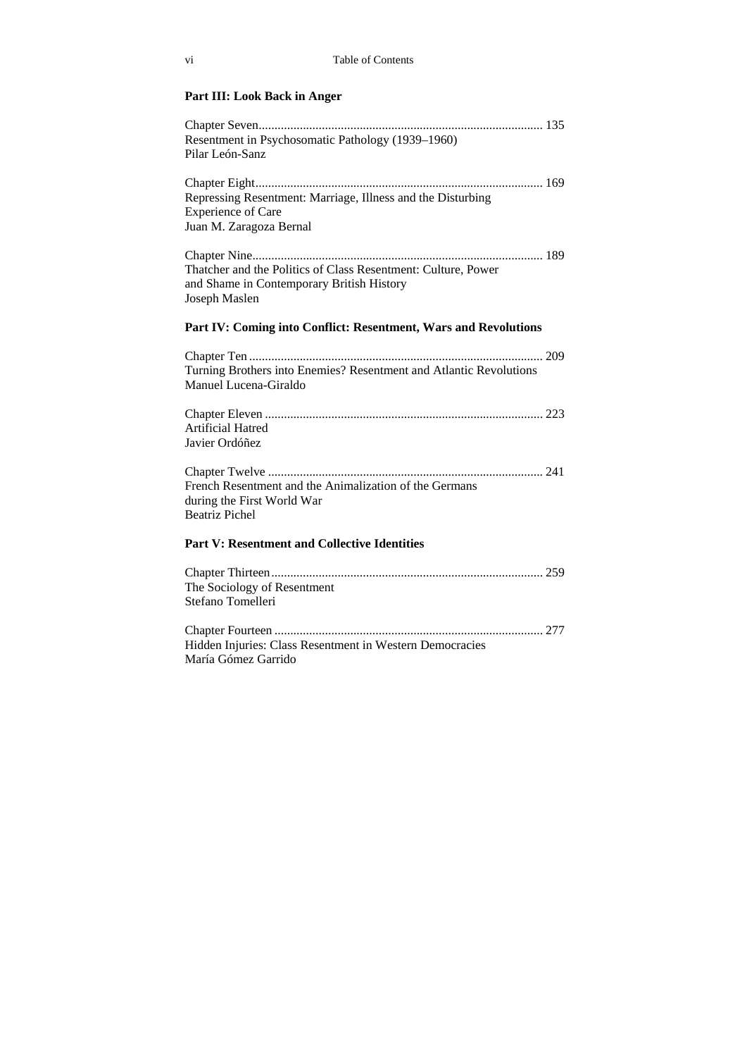## Part III: Look Back in Anger

Chapter Seven ........................................................................................ 135
Resentment in Psychosomatic Pathology (1939–1960)
Pilar León-Sanz

Chapter Eight ........................................................................................ 169
Repressing Resentment: Marriage, Illness and the Disturbing Experience of Care
Juan M. Zaragoza Bernal

Chapter Nine ........................................................................................ 189
Thatcher and the Politics of Class Resentment: Culture, Power and Shame in Contemporary British History
Joseph Maslen

## Part IV: Coming into Conflict: Resentment, Wars and Revolutions

Chapter Ten ........................................................................................ 209
Turning Brothers into Enemies? Resentment and Atlantic Revolutions
Manuel Lucena-Giraldo

Chapter Eleven ........................................................................................ 223
Artificial Hatred
Javier Ordóñez

Chapter Twelve ........................................................................................ 241
French Resentment and the Animalization of the Germans during the First World War
Beatriz Pichel

## Part V: Resentment and Collective Identities

Chapter Thirteen ........................................................................................ 259
The Sociology of Resentment
Stefano Tomelleri

Chapter Fourteen ........................................................................................ 277
Hidden Injuries: Class Resentment in Western Democracies
María Gómez Garrido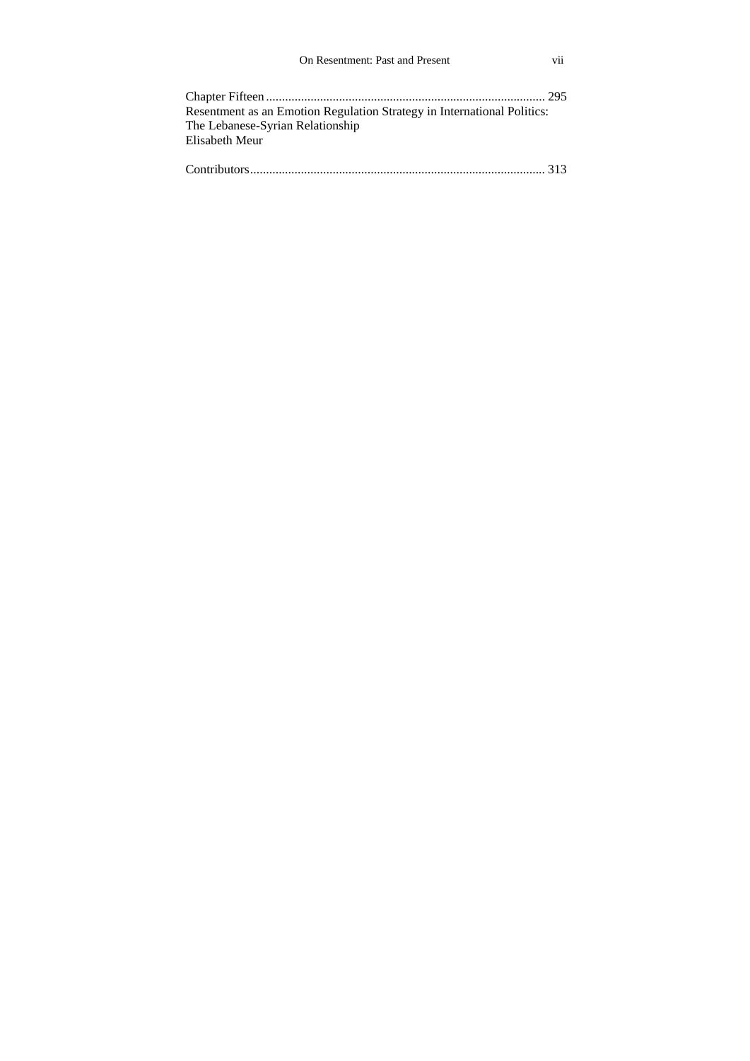Chapter Fifteen........................................................................................ 295
Resentment as an Emotion Regulation Strategy in International Politics:
The Lebanese-Syrian Relationship
Elisabeth Meur

Contributors............................................................................................. 313